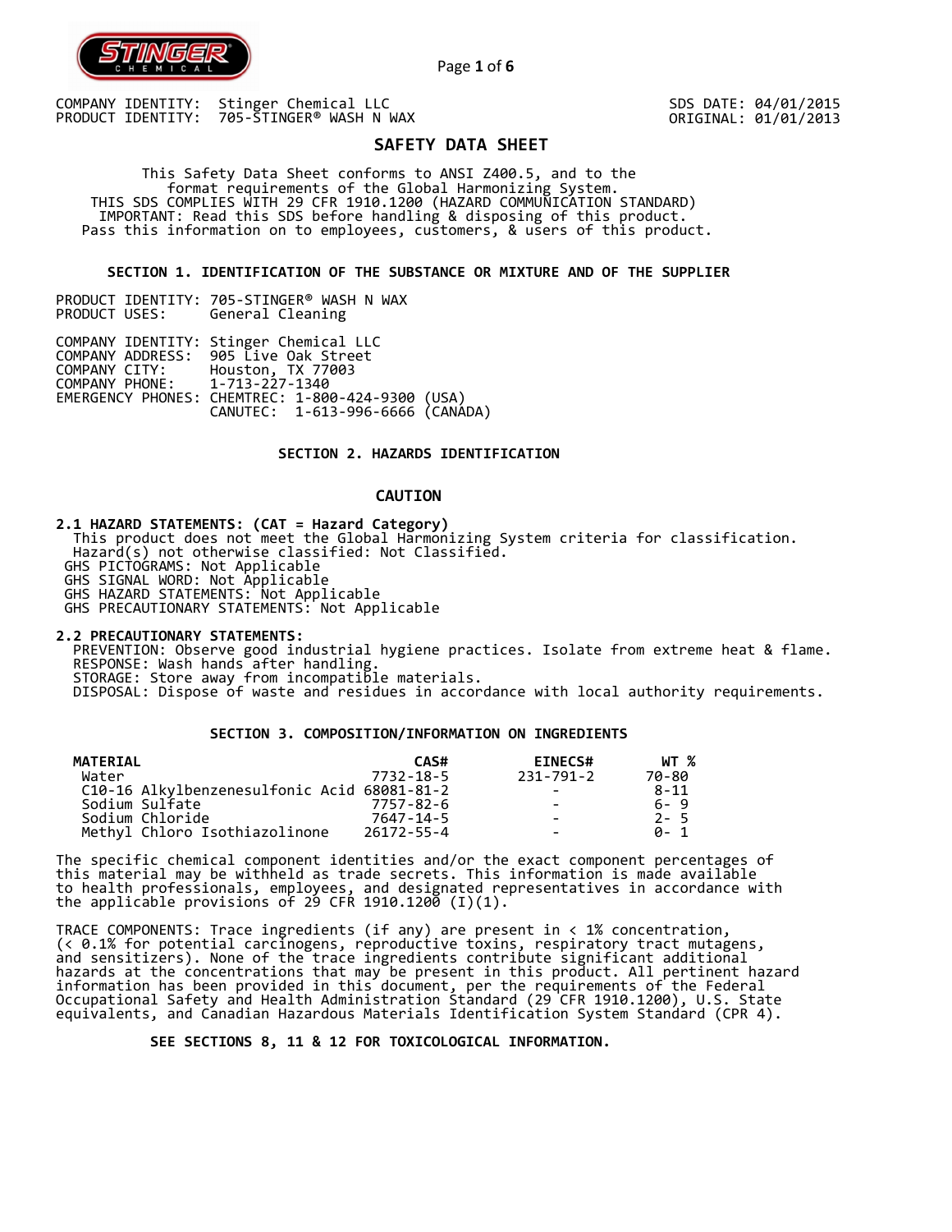COMPANY IDENTITY: Stinger Chemical LLC
PRODUCT IDENTITY: 705-STINGER® WASH N WAX

SDS DATE: 04/01/2015
ORIGINAL: 01/01/2013

# SAFETY DATA SHEET

This Safety Data Sheet conforms to ANSI Z400.5, and to the format requirements of the Global Harmonizing System.
THIS SDS COMPLIES WITH 29 CFR 1910.1200 (HAZARD COMMUNICATION STANDARD)
IMPORTANT: Read this SDS before handling & disposing of this product.
Pass this information on to employees, customers, & users of this product.

## SECTION 1. IDENTIFICATION OF THE SUBSTANCE OR MIXTURE AND OF THE SUPPLIER

PRODUCT IDENTITY: 705-STINGER® WASH N WAX
PRODUCT USES: General Cleaning

COMPANY IDENTITY: Stinger Chemical LLC
COMPANY ADDRESS: 905 Live Oak Street
COMPANY CITY: Houston, TX 77003
COMPANY PHONE: 1-713-227-1340
EMERGENCY PHONES: CHEMTREC: 1-800-424-9300 (USA)
CANUTEC: 1-613-996-6666 (CANADA)

## SECTION 2. HAZARDS IDENTIFICATION

### CAUTION

**2.1 HAZARD STATEMENTS: (CAT = Hazard Category)**
This product does not meet the Global Harmonizing System criteria for classification.
Hazard(s) not otherwise classified: Not Classified.
GHS PICTOGRAMS: Not Applicable
GHS SIGNAL WORD: Not Applicable
GHS HAZARD STATEMENTS: Not Applicable
GHS PRECAUTIONARY STATEMENTS: Not Applicable

**2.2 PRECAUTIONARY STATEMENTS:**
PREVENTION: Observe good industrial hygiene practices. Isolate from extreme heat & flame.
RESPONSE: Wash hands after handling.
STORAGE: Store away from incompatible materials.
DISPOSAL: Dispose of waste and residues in accordance with local authority requirements.

## SECTION 3. COMPOSITION/INFORMATION ON INGREDIENTS

| MATERIAL | CAS# | EINECS# | WT % |
|---|---|---|---|
| Water | 7732-18-5 | 231-791-2 | 70-80 |
| C10-16 Alkylbenzenesulfonic Acid | 68081-81-2 | - | 8-11 |
| Sodium Sulfate | 7757-82-6 | - | 6- 9 |
| Sodium Chloride | 7647-14-5 | - | 2- 5 |
| Methyl Chloro Isothiazolinone | 26172-55-4 | - | 0- 1 |

The specific chemical component identities and/or the exact component percentages of this material may be withheld as trade secrets. This information is made available to health professionals, employees, and designated representatives in accordance with the applicable provisions of 29 CFR 1910.1200 (I)(1).

TRACE COMPONENTS: Trace ingredients (if any) are present in < 1% concentration, (< 0.1% for potential carcinogens, reproductive toxins, respiratory tract mutagens, and sensitizers). None of the trace ingredients contribute significant additional hazards at the concentrations that may be present in this product. All pertinent hazard information has been provided in this document, per the requirements of the Federal Occupational Safety and Health Administration Standard (29 CFR 1910.1200), U.S. State equivalents, and Canadian Hazardous Materials Identification System Standard (CPR 4).

**SEE SECTIONS 8, 11 & 12 FOR TOXICOLOGICAL INFORMATION.**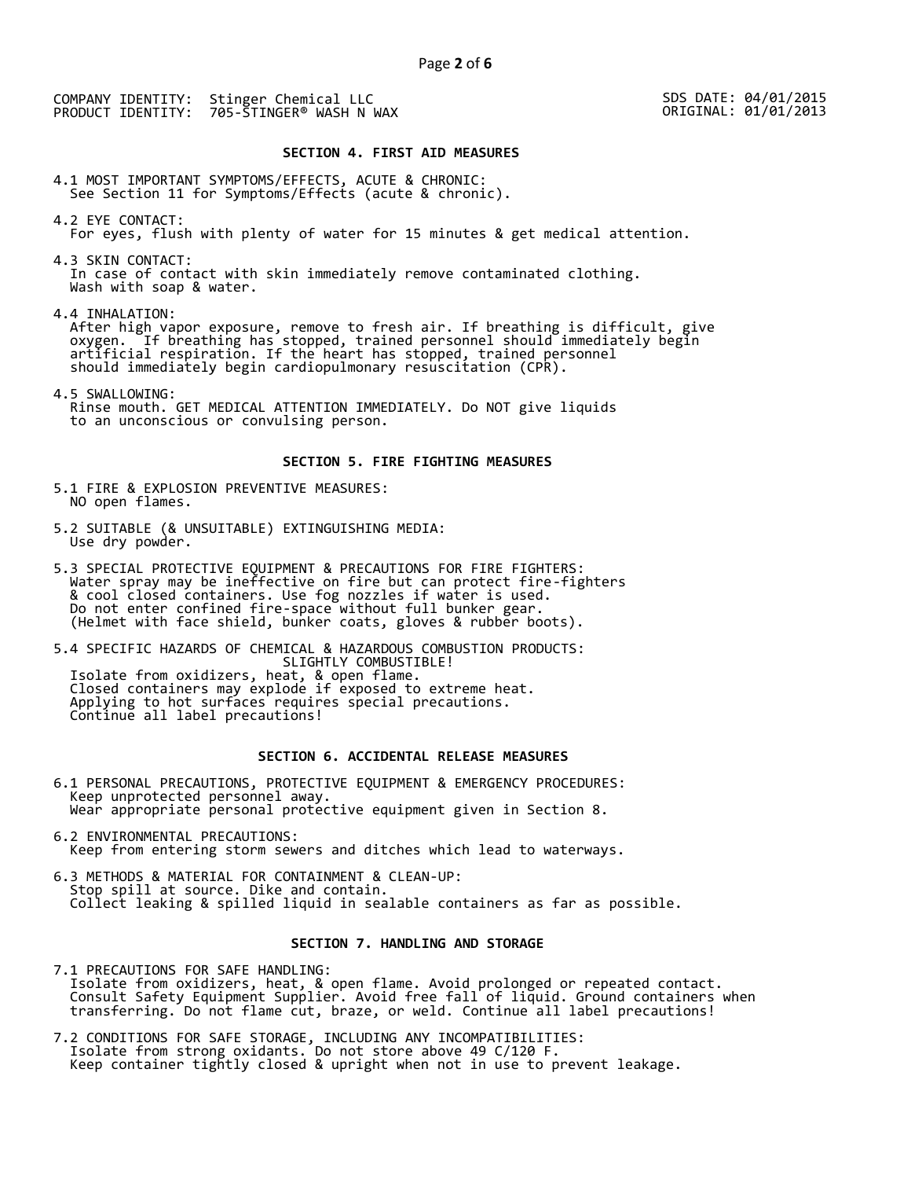COMPANY IDENTITY: Stinger Chemical LLC
PRODUCT IDENTITY: 705-STINGER® WASH N WAX

SDS DATE: 04/01/2015
ORIGINAL: 01/01/2013

## SECTION 4. FIRST AID MEASURES

4.1 MOST IMPORTANT SYMPTOMS/EFFECTS, ACUTE & CHRONIC:
See Section 11 for Symptoms/Effects (acute & chronic).

4.2 EYE CONTACT:
For eyes, flush with plenty of water for 15 minutes & get medical attention.

4.3 SKIN CONTACT:
In case of contact with skin immediately remove contaminated clothing.
Wash with soap & water.

4.4 INHALATION:
After high vapor exposure, remove to fresh air. If breathing is difficult, give oxygen. If breathing has stopped, trained personnel should immediately begin artificial respiration. If the heart has stopped, trained personnel should immediately begin cardiopulmonary resuscitation (CPR).

4.5 SWALLOWING:
Rinse mouth. GET MEDICAL ATTENTION IMMEDIATELY. Do NOT give liquids to an unconscious or convulsing person.

## SECTION 5. FIRE FIGHTING MEASURES

5.1 FIRE & EXPLOSION PREVENTIVE MEASURES:
NO open flames.

5.2 SUITABLE (& UNSUITABLE) EXTINGUISHING MEDIA:
Use dry powder.

5.3 SPECIAL PROTECTIVE EQUIPMENT & PRECAUTIONS FOR FIRE FIGHTERS:
Water spray may be ineffective on fire but can protect fire-fighters & cool closed containers. Use fog nozzles if water is used.
Do not enter confined fire-space without full bunker gear.
(Helmet with face shield, bunker coats, gloves & rubber boots).

5.4 SPECIFIC HAZARDS OF CHEMICAL & HAZARDOUS COMBUSTION PRODUCTS:
SLIGHTLY COMBUSTIBLE!
Isolate from oxidizers, heat, & open flame.
Closed containers may explode if exposed to extreme heat.
Applying to hot surfaces requires special precautions.
Continue all label precautions!

## SECTION 6. ACCIDENTAL RELEASE MEASURES

6.1 PERSONAL PRECAUTIONS, PROTECTIVE EQUIPMENT & EMERGENCY PROCEDURES:
Keep unprotected personnel away.
Wear appropriate personal protective equipment given in Section 8.

6.2 ENVIRONMENTAL PRECAUTIONS:
Keep from entering storm sewers and ditches which lead to waterways.

6.3 METHODS & MATERIAL FOR CONTAINMENT & CLEAN-UP:
Stop spill at source. Dike and contain.
Collect leaking & spilled liquid in sealable containers as far as possible.

## SECTION 7. HANDLING AND STORAGE

7.1 PRECAUTIONS FOR SAFE HANDLING:
Isolate from oxidizers, heat, & open flame. Avoid prolonged or repeated contact.
Consult Safety Equipment Supplier. Avoid free fall of liquid. Ground containers when transferring. Do not flame cut, braze, or weld. Continue all label precautions!

7.2 CONDITIONS FOR SAFE STORAGE, INCLUDING ANY INCOMPATIBILITIES:
Isolate from strong oxidants. Do not store above 49 C/120 F.
Keep container tightly closed & upright when not in use to prevent leakage.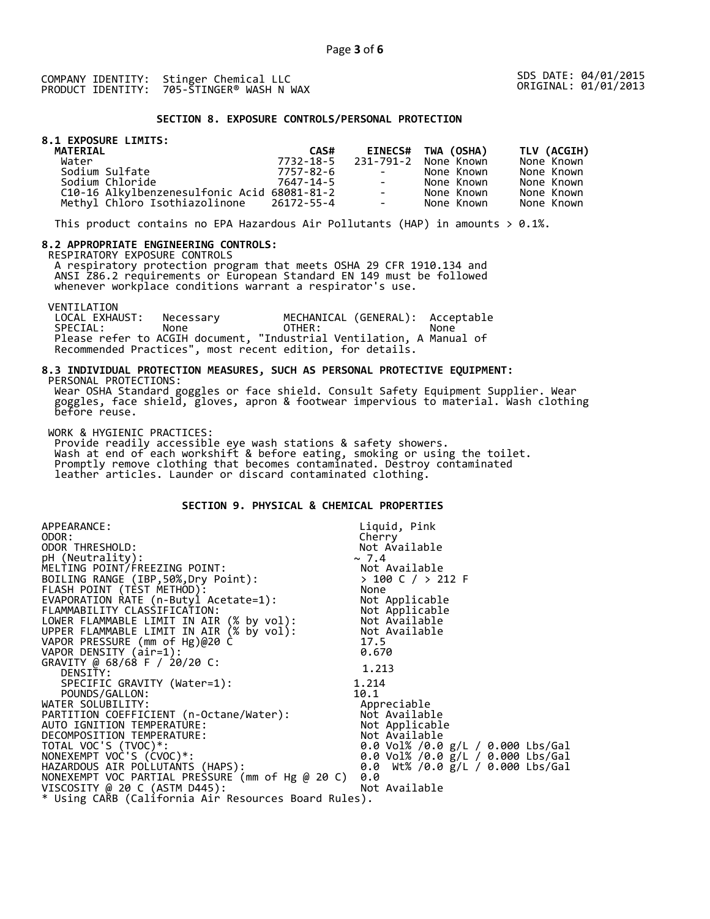COMPANY IDENTITY: Stinger Chemical LLC
PRODUCT IDENTITY: 705-STINGER® WASH N WAX

SDS DATE: 04/01/2015
ORIGINAL: 01/01/2013

## SECTION 8. EXPOSURE CONTROLS/PERSONAL PROTECTION

### 8.1 EXPOSURE LIMITS:

| MATERIAL | CAS# | EINECS# | TWA (OSHA) | TLV (ACGIH) |
|---|---|---|---|---|
| Water | 7732-18-5 | 231-791-2 | None Known | None Known |
| Sodium Sulfate | 7757-82-6 | - | None Known | None Known |
| Sodium Chloride | 7647-14-5 | - | None Known | None Known |
| C10-16 Alkylbenzenesulfonic Acid | 68081-81-2 | - | None Known | None Known |
| Methyl Chloro Isothiazolinone | 26172-55-4 | - | None Known | None Known |

This product contains no EPA Hazardous Air Pollutants (HAP) in amounts > 0.1%.

### 8.2 APPROPRIATE ENGINEERING CONTROLS:

RESPIRATORY EXPOSURE CONTROLS

A respiratory protection program that meets OSHA 29 CFR 1910.134 and ANSI Z86.2 requirements or European Standard EN 149 must be followed whenever workplace conditions warrant a respirator's use.

VENTILATION

| | | | |
|---|---|---|---|
| LOCAL EXHAUST: | Necessary | MECHANICAL (GENERAL): | Acceptable |
| SPECIAL: | None | OTHER: | None |

Please refer to ACGIH document, "Industrial Ventilation, A Manual of Recommended Practices", most recent edition, for details.

### 8.3 INDIVIDUAL PROTECTION MEASURES, SUCH AS PERSONAL PROTECTIVE EQUIPMENT:

PERSONAL PROTECTIONS:

Wear OSHA Standard goggles or face shield. Consult Safety Equipment Supplier. Wear goggles, face shield, gloves, apron & footwear impervious to material. Wash clothing before reuse.

WORK & HYGIENIC PRACTICES:

Provide readily accessible eye wash stations & safety showers.
Wash at end of each workshift & before eating, smoking or using the toilet.
Promptly remove clothing that becomes contaminated. Destroy contaminated leather articles. Launder or discard contaminated clothing.

## SECTION 9. PHYSICAL & CHEMICAL PROPERTIES

| | |
|---|---|
| APPEARANCE: | Liquid, Pink |
| ODOR: | Cherry |
| ODOR THRESHOLD: | Not Available |
| pH (Neutrality): | ~ 7.4 |
| MELTING POINT/FREEZING POINT: | Not Available |
| BOILING RANGE (IBP,50%,Dry Point): | > 100 C / > 212 F |
| FLASH POINT (TEST METHOD): | None |
| EVAPORATION RATE (n-Butyl Acetate=1): | Not Applicable |
| FLAMMABILITY CLASSIFICATION: | Not Applicable |
| LOWER FLAMMABLE LIMIT IN AIR (% by vol): | Not Available |
| UPPER FLAMMABLE LIMIT IN AIR (% by vol): | Not Available |
| VAPOR PRESSURE (mm of Hg)@20 C | 17.5 |
| VAPOR DENSITY (air=1): | 0.670 |
| GRAVITY @ 68/68 F / 20/20 C: | |
| DENSITY: | 1.213 |
| SPECIFIC GRAVITY (Water=1): | 1.214 |
| POUNDS/GALLON: | 10.1 |
| WATER SOLUBILITY: | Appreciable |
| PARTITION COEFFICIENT (n-Octane/Water): | Not Available |
| AUTO IGNITION TEMPERATURE: | Not Applicable |
| DECOMPOSITION TEMPERATURE: | Not Available |
| TOTAL VOC'S (TVOC)*: | 0.0 Vol% /0.0 g/L / 0.000 Lbs/Gal |
| NONEXEMPT VOC'S (CVOC)*: | 0.0 Vol% /0.0 g/L / 0.000 Lbs/Gal |
| HAZARDOUS AIR POLLUTANTS (HAPS): | 0.0 Wt% /0.0 g/L / 0.000 Lbs/Gal |
| NONEXEMPT VOC PARTIAL PRESSURE (mm of Hg @ 20 C) | 0.0 |
| VISCOSITY @ 20 C (ASTM D445): | Not Available |

* Using CARB (California Air Resources Board Rules).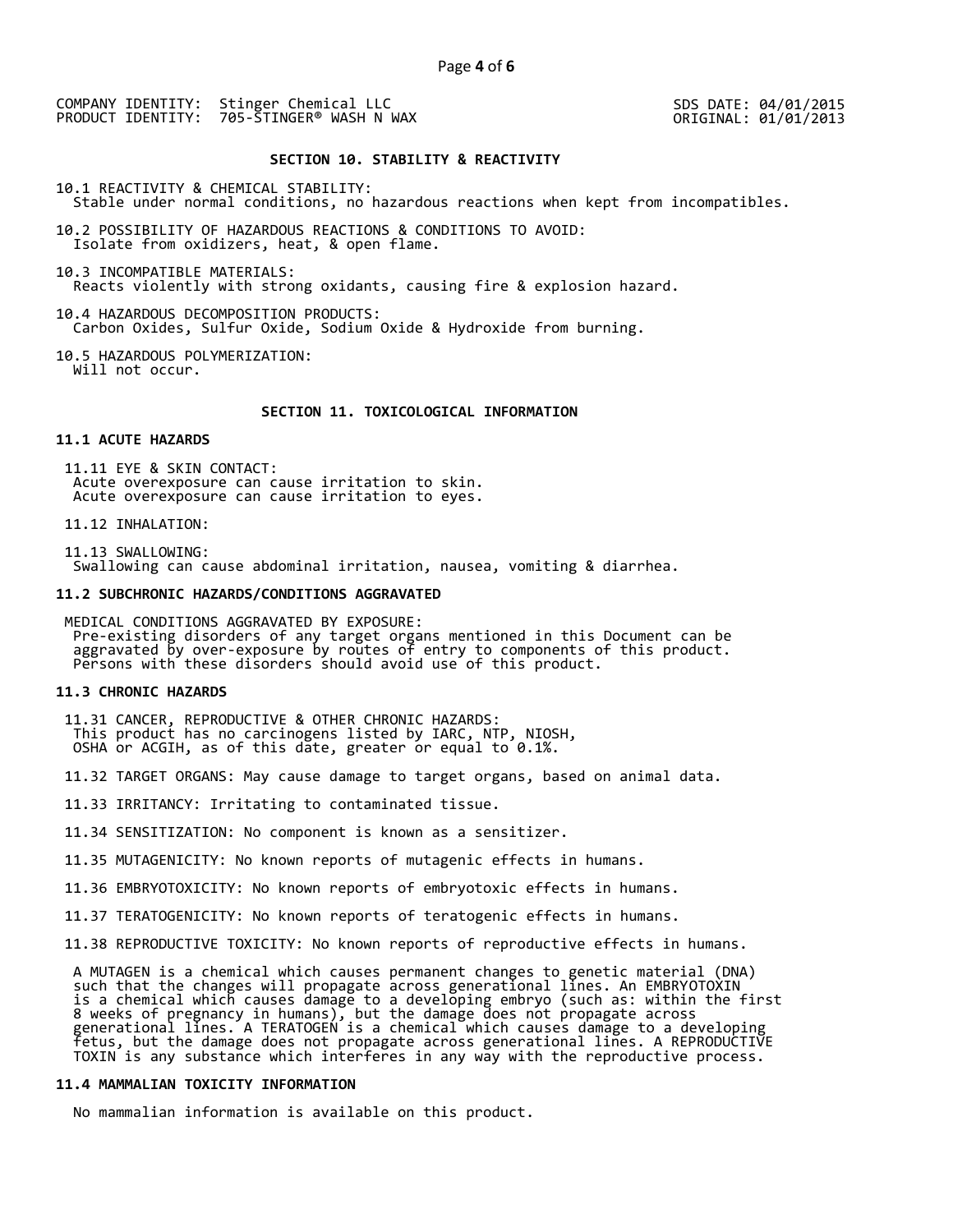COMPANY IDENTITY: Stinger Chemical LLC
PRODUCT IDENTITY: 705-STINGER® WASH N WAX

SDS DATE: 04/01/2015
ORIGINAL: 01/01/2013

## SECTION 10. STABILITY & REACTIVITY

10.1 REACTIVITY & CHEMICAL STABILITY:
Stable under normal conditions, no hazardous reactions when kept from incompatibles.

10.2 POSSIBILITY OF HAZARDOUS REACTIONS & CONDITIONS TO AVOID:
Isolate from oxidizers, heat, & open flame.

10.3 INCOMPATIBLE MATERIALS:
Reacts violently with strong oxidants, causing fire & explosion hazard.

10.4 HAZARDOUS DECOMPOSITION PRODUCTS:
Carbon Oxides, Sulfur Oxide, Sodium Oxide & Hydroxide from burning.

10.5 HAZARDOUS POLYMERIZATION:
Will not occur.

## SECTION 11. TOXICOLOGICAL INFORMATION

### 11.1 ACUTE HAZARDS

11.11 EYE & SKIN CONTACT:
Acute overexposure can cause irritation to skin.
Acute overexposure can cause irritation to eyes.

11.12 INHALATION:

11.13 SWALLOWING:
Swallowing can cause abdominal irritation, nausea, vomiting & diarrhea.

### 11.2 SUBCHRONIC HAZARDS/CONDITIONS AGGRAVATED

MEDICAL CONDITIONS AGGRAVATED BY EXPOSURE:
Pre-existing disorders of any target organs mentioned in this Document can be aggravated by over-exposure by routes of entry to components of this product. Persons with these disorders should avoid use of this product.

### 11.3 CHRONIC HAZARDS

11.31 CANCER, REPRODUCTIVE & OTHER CHRONIC HAZARDS:
This product has no carcinogens listed by IARC, NTP, NIOSH, OSHA or ACGIH, as of this date, greater or equal to 0.1%.

11.32 TARGET ORGANS: May cause damage to target organs, based on animal data.

11.33 IRRITANCY: Irritating to contaminated tissue.

11.34 SENSITIZATION: No component is known as a sensitizer.

11.35 MUTAGENICITY: No known reports of mutagenic effects in humans.

11.36 EMBRYOTOXICITY: No known reports of embryotoxic effects in humans.

11.37 TERATOGENICITY: No known reports of teratogenic effects in humans.

11.38 REPRODUCTIVE TOXICITY: No known reports of reproductive effects in humans.

A MUTAGEN is a chemical which causes permanent changes to genetic material (DNA) such that the changes will propagate across generational lines. An EMBRYOTOXIN is a chemical which causes damage to a developing embryo (such as: within the first 8 weeks of pregnancy in humans), but the damage does not propagate across generational lines. A TERATOGEN is a chemical which causes damage to a developing fetus, but the damage does not propagate across generational lines. A REPRODUCTIVE TOXIN is any substance which interferes in any way with the reproductive process.

### 11.4 MAMMALIAN TOXICITY INFORMATION

No mammalian information is available on this product.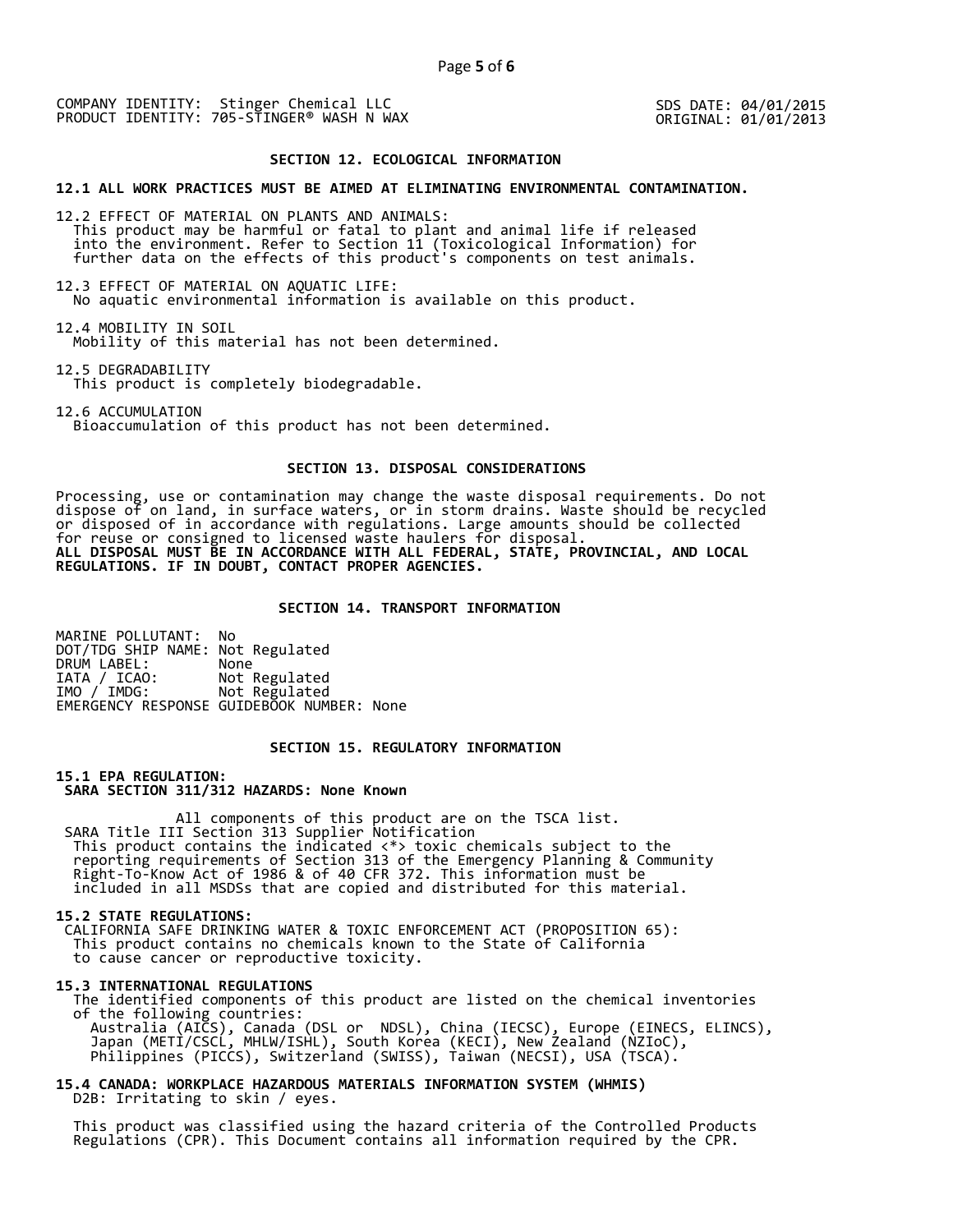COMPANY IDENTITY: Stinger Chemical LLC
PRODUCT IDENTITY: 705-STINGER® WASH N WAX

SDS DATE: 04/01/2015
ORIGINAL: 01/01/2013

## SECTION 12. ECOLOGICAL INFORMATION

**12.1 ALL WORK PRACTICES MUST BE AIMED AT ELIMINATING ENVIRONMENTAL CONTAMINATION.**

12.2 EFFECT OF MATERIAL ON PLANTS AND ANIMALS:
This product may be harmful or fatal to plant and animal life if released into the environment. Refer to Section 11 (Toxicological Information) for further data on the effects of this product's components on test animals.

12.3 EFFECT OF MATERIAL ON AQUATIC LIFE:
No aquatic environmental information is available on this product.

12.4 MOBILITY IN SOIL
Mobility of this material has not been determined.

12.5 DEGRADABILITY
This product is completely biodegradable.

12.6 ACCUMULATION
Bioaccumulation of this product has not been determined.

## SECTION 13. DISPOSAL CONSIDERATIONS

Processing, use or contamination may change the waste disposal requirements. Do not dispose of on land, in surface waters, or in storm drains. Waste should be recycled or disposed of in accordance with regulations. Large amounts should be collected for reuse or consigned to licensed waste haulers for disposal.
**ALL DISPOSAL MUST BE IN ACCORDANCE WITH ALL FEDERAL, STATE, PROVINCIAL, AND LOCAL REGULATIONS. IF IN DOUBT, CONTACT PROPER AGENCIES.**

## SECTION 14. TRANSPORT INFORMATION

MARINE POLLUTANT: No
DOT/TDG SHIP NAME: Not Regulated
DRUM LABEL: None
IATA / ICAO: Not Regulated
IMO / IMDG: Not Regulated
EMERGENCY RESPONSE GUIDEBOOK NUMBER: None

## SECTION 15. REGULATORY INFORMATION

**15.1 EPA REGULATION:**
**SARA SECTION 311/312 HAZARDS: None Known**

All components of this product are on the TSCA list.
SARA Title III Section 313 Supplier Notification
This product contains the indicated <*> toxic chemicals subject to the reporting requirements of Section 313 of the Emergency Planning & Community Right-To-Know Act of 1986 & of 40 CFR 372. This information must be included in all MSDSs that are copied and distributed for this material.

**15.2 STATE REGULATIONS:**
CALIFORNIA SAFE DRINKING WATER & TOXIC ENFORCEMENT ACT (PROPOSITION 65):
This product contains no chemicals known to the State of California to cause cancer or reproductive toxicity.

**15.3 INTERNATIONAL REGULATIONS**
The identified components of this product are listed on the chemical inventories of the following countries:
Australia (AICS), Canada (DSL or NDSL), China (IECSC), Europe (EINECS, ELINCS), Japan (METI/CSCL, MHLW/ISHL), South Korea (KECI), New Zealand (NZIoC), Philippines (PICCS), Switzerland (SWISS), Taiwan (NECSI), USA (TSCA).

**15.4 CANADA: WORKPLACE HAZARDOUS MATERIALS INFORMATION SYSTEM (WHMIS)**
D2B: Irritating to skin / eyes.

This product was classified using the hazard criteria of the Controlled Products Regulations (CPR). This Document contains all information required by the CPR.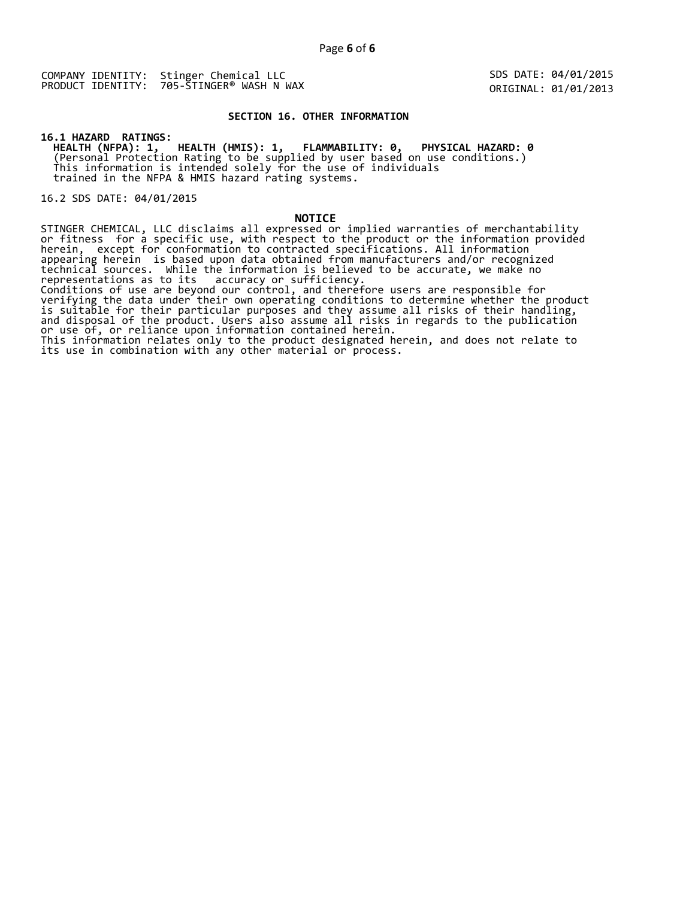COMPANY IDENTITY: Stinger Chemical LLC
PRODUCT IDENTITY: 705-STINGER® WASH N WAX

SDS DATE: 04/01/2015
ORIGINAL: 01/01/2013

## SECTION 16. OTHER INFORMATION

**16.1 HAZARD RATINGS:**

**HEALTH (NFPA): 1, HEALTH (HMIS): 1, FLAMMABILITY: 0, PHYSICAL HAZARD: 0**

(Personal Protection Rating to be supplied by user based on use conditions.)
This information is intended solely for the use of individuals trained in the NFPA & HMIS hazard rating systems.

16.2 SDS DATE: 04/01/2015

**NOTICE**

STINGER CHEMICAL, LLC disclaims all expressed or implied warranties of merchantability or fitness for a specific use, with respect to the product or the information provided herein, except for conformation to contracted specifications. All information appearing herein is based upon data obtained from manufacturers and/or recognized technical sources. While the information is believed to be accurate, we make no representations as to its accuracy or sufficiency.
Conditions of use are beyond our control, and therefore users are responsible for verifying the data under their own operating conditions to determine whether the product is suitable for their particular purposes and they assume all risks of their handling, and disposal of the product. Users also assume all risks in regards to the publication or use of, or reliance upon information contained herein.
This information relates only to the product designated herein, and does not relate to its use in combination with any other material or process.